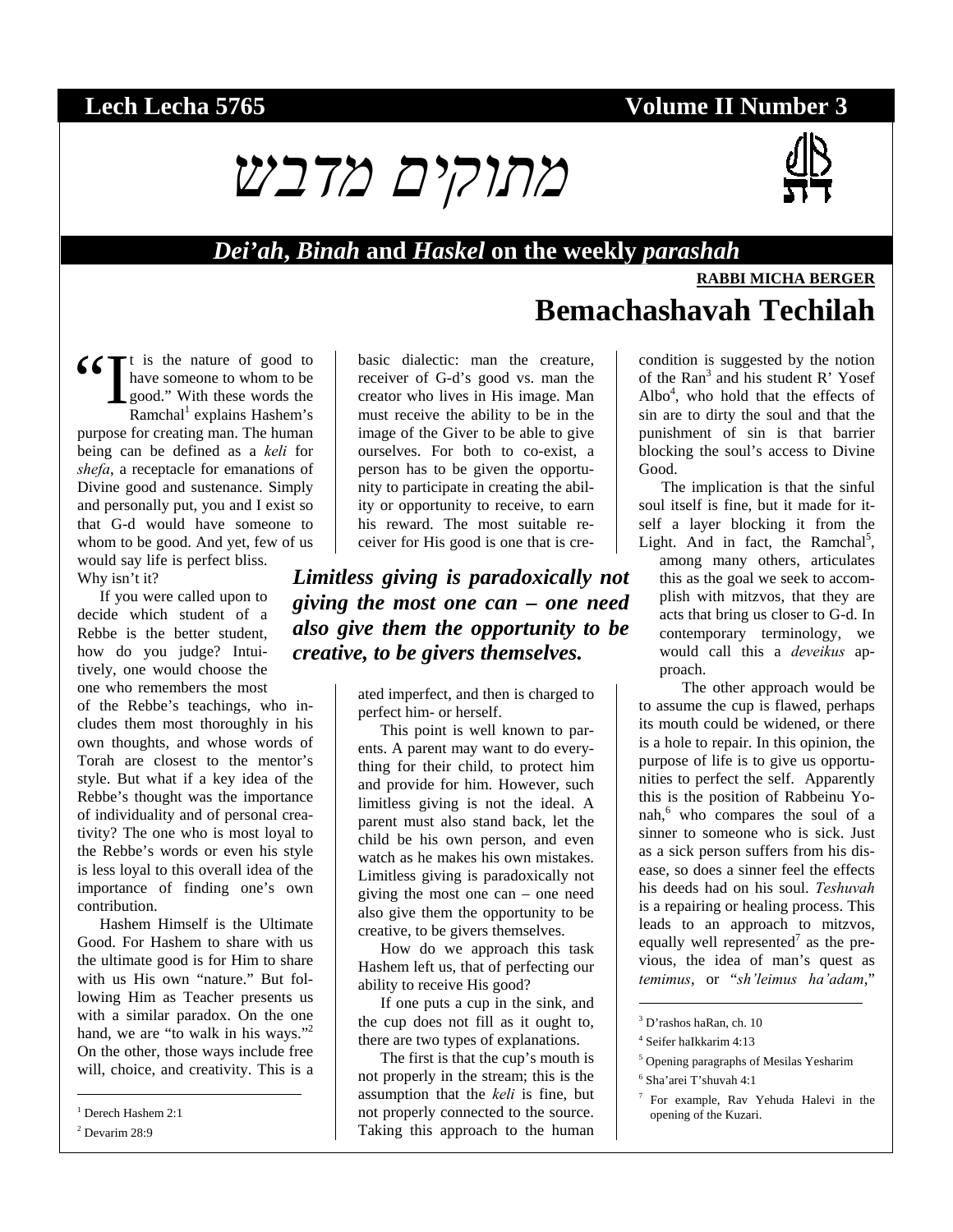**Lech Lecha 5765** **Volume II Number 3**

# מתוקים מדבש

## *Dei'ah*, *Binah* and *Haskel* on the weekly *parashah*

**RABBI MICHA BERGER**

# Bemachashavah Techilah

"It is the nature of good to have someone to whom to be good." With these words the Ramchal[1] explains Hashem's purpose for creating man. The human being can be defined as a *keli* for *shefa*, a receptacle for emanations of Divine good and sustenance. Simply and personally put, you and I exist so that G-d would have someone to whom to be good. And yet, few of us would say life is perfect bliss. Why isn't it?

If you were called upon to decide which student of a Rebbe is the better student, how do you judge? Intuitively, one would choose the one who remembers the most of the Rebbe's teachings, who includes them most thoroughly in his own thoughts, and whose words of Torah are closest to the mentor's style. But what if a key idea of the Rebbe's thought was the importance of individuality and of personal creativity? The one who is most loyal to the Rebbe's words or even his style is less loyal to this overall idea of the importance of finding one's own contribution.

Hashem Himself is the Ultimate Good. For Hashem to share with us the ultimate good is for Him to share with us His own "nature." But following Him as Teacher presents us with a similar paradox. On the one hand, we are "to walk in his ways."[2] On the other, those ways include free will, choice, and creativity. This is a basic dialectic: man the creature, receiver of G-d's good vs. man the creator who lives in His image. Man must receive the ability to be in the image of the Giver to be able to give ourselves. For both to co-exist, a person has to be given the opportunity to participate in creating the ability or opportunity to receive, to earn his reward. The most suitable receiver for His good is one that is created imperfect, and then is charged to perfect him- or herself.

***Limitless giving is paradoxically not giving the most one can – one need also give them the opportunity to be creative, to be givers themselves.***

This point is well known to parents. A parent may want to do everything for their child, to protect him and provide for him. However, such limitless giving is not the ideal. A parent must also stand back, let the child be his own person, and even watch as he makes his own mistakes. Limitless giving is paradoxically not giving the most one can – one need also give them the opportunity to be creative, to be givers themselves.

How do we approach this task Hashem left us, that of perfecting our ability to receive His good?

If one puts a cup in the sink, and the cup does not fill as it ought to, there are two types of explanations.

The first is that the cup's mouth is not properly in the stream; this is the assumption that the *keli* is fine, but not properly connected to the source. Taking this approach to the human condition is suggested by the notion of the Ran[3] and his student R' Yosef Albo[4], who hold that the effects of sin are to dirty the soul and that the punishment of sin is that barrier blocking the soul's access to Divine Good.

The implication is that the sinful soul itself is fine, but it made for itself a layer blocking it from the Light. And in fact, the Ramchal[5], among many others, articulates this as the goal we seek to accomplish with mitzvos, that they are acts that bring us closer to G-d. In contemporary terminology, we would call this a *deveikus* approach.

The other approach would be to assume the cup is flawed, perhaps its mouth could be widened, or there is a hole to repair. In this opinion, the purpose of life is to give us opportunities to perfect the self. Apparently this is the position of Rabbeinu Yonah,[6] who compares the soul of a sinner to someone who is sick. Just as a sick person suffers from his disease, so does a sinner feel the effects his deeds had on his soul. *Teshuvah* is a repairing or healing process. This leads to an approach to mitzvos, equally well represented[7] as the previous, the idea of man's quest as *temimus*, or "*sh'leimus ha'adam*,"

---

[1] Derech Hashem 2:1

[2] Devarim 28:9

[3] D'rashos haRan, ch. 10

[4] Seifer haIkkarim 4:13

[5] Opening paragraphs of Mesilas Yesharim

[6] Sha'arei T'shuvah 4:1

[7] For example, Rav Yehuda Halevi in the opening of the Kuzari.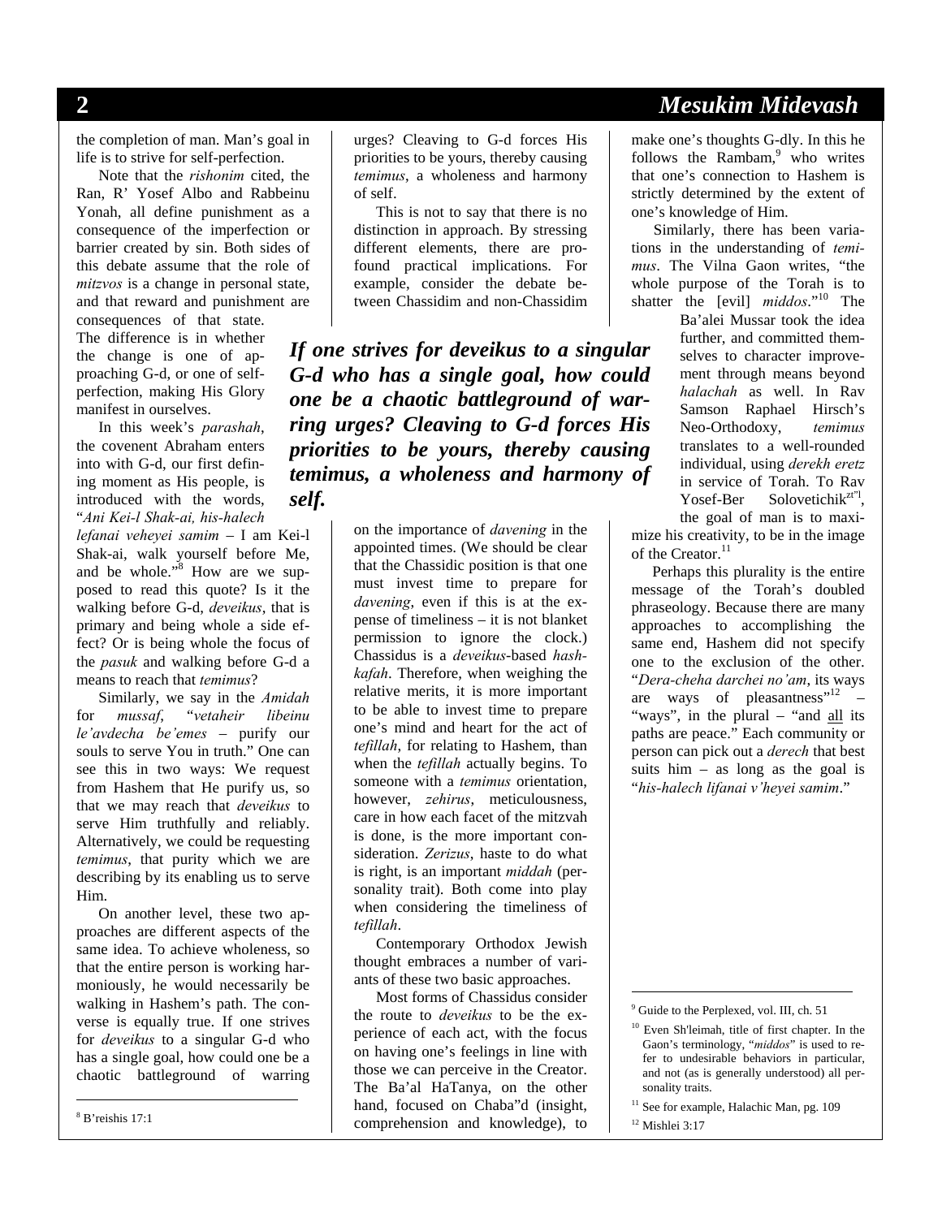the completion of man. Man's goal in life is to strive for self-perfection.

Note that the *rishonim* cited, the Ran, R' Yosef Albo and Rabbeinu Yonah, all define punishment as a consequence of the imperfection or barrier created by sin. Both sides of this debate assume that the role of *mitzvos* is a change in personal state, and that reward and punishment are consequences of that state. The difference is in whether the change is one of approaching G-d, or one of self-perfection, making His Glory manifest in ourselves.

In this week's *parashah*, the covenent Abraham enters into with G-d, our first defining moment as His people, is introduced with the words, "*Ani Kei-l Shak-ai, his-halech lefanai veheyei samim* – I am Kei-l Shak-ai, walk yourself before Me, and be whole."[8] How are we supposed to read this quote? Is it the walking before G-d, *deveikus*, that is primary and being whole a side effect? Or is being whole the focus of the *pasuk* and walking before G-d a means to reach that *temimus*?

Similarly, we say in the *Amidah* for *mussaf*, "*vetaheir libeinu le'avdecha be'emes* – purify our souls to serve You in truth." One can see this in two ways: We request from Hashem that He purify us, so that we may reach that *deveikus* to serve Him truthfully and reliably. Alternatively, we could be requesting *temimus*, that purity which we are describing by its enabling us to serve Him.

On another level, these two approaches are different aspects of the same idea. To achieve wholeness, so that the entire person is working harmoniously, he would necessarily be walking in Hashem's path. The converse is equally true. If one strives for *deveikus* to a singular G-d who has a single goal, how could one be a chaotic battleground of warring urges? Cleaving to G-d forces His priorities to be yours, thereby causing *temimus*, a wholeness and harmony of self.

This is not to say that there is no distinction in approach. By stressing different elements, there are profound practical implications. For example, consider the debate between Chassidim and non-Chassidim on the importance of *davening* in the appointed times. (We should be clear that the Chassidic position is that one must invest time to prepare for *davening*, even if this is at the expense of timeliness – it is not blanket permission to ignore the clock.) Chassidus is a *deveikus*-based *hashkafah*. Therefore, when weighing the relative merits, it is more important to be able to invest time to prepare one's mind and heart for the act of *tefillah*, for relating to Hashem, than when the *tefillah* actually begins. To someone with a *temimus* orientation, however, *zehirus*, meticulousness, care in how each facet of the mitzvah is done, is the more important consideration. *Zerizus*, haste to do what is right, is an important *middah* (personality trait). Both come into play when considering the timeliness of *tefillah*.

***If one strives for deveikus to a singular G-d who has a single goal, how could one be a chaotic battleground of warring urges? Cleaving to G-d forces His priorities to be yours, thereby causing temimus, a wholeness and harmony of self.***

Contemporary Orthodox Jewish thought embraces a number of variants of these two basic approaches.

Most forms of Chassidus consider the route to *deveikus* to be the experience of each act, with the focus on having one's feelings in line with those we can perceive in the Creator. The Ba'al HaTanya, on the other hand, focused on Chaba"d (insight, comprehension and knowledge), to make one's thoughts G-dly. In this he follows the Rambam,[9] who writes that one's connection to Hashem is strictly determined by the extent of one's knowledge of Him.

Similarly, there has been variations in the understanding of *temimus*. The Vilna Gaon writes, "the whole purpose of the Torah is to shatter the [evil] *middos*."[10] The Ba'alei Mussar took the idea further, and committed themselves to character improvement through means beyond *halachah* as well. In Rav Samson Raphael Hirsch's Neo-Orthodoxy, *temimus* translates to a well-rounded individual, using *derekh eretz* in service of Torah. To Rav Yosef-Ber Solovetichik[zt"l], the goal of man is to maximize his creativity, to be in the image of the Creator.[11]

Perhaps this plurality is the entire message of the Torah's doubled phraseology. Because there are many approaches to accomplishing the same end, Hashem did not specify one to the exclusion of the other. "*Dera-cheha darchei no'am*, its ways are ways of pleasantness"[12] – "ways", in the plural – "and all its paths are peace." Each community or person can pick out a *derech* that best suits him – as long as the goal is "*his-halech lifanai v'heyei samim*."

---

[8] B'reishis 17:1

[9] Guide to the Perplexed, vol. III, ch. 51

[10] Even Sh'leimah, title of first chapter. In the Gaon's terminology, "*middos*" is used to refer to undesirable behaviors in particular, and not (as is generally understood) all personality traits.

[11] See for example, Halachic Man, pg. 109

[12] Mishlei 3:17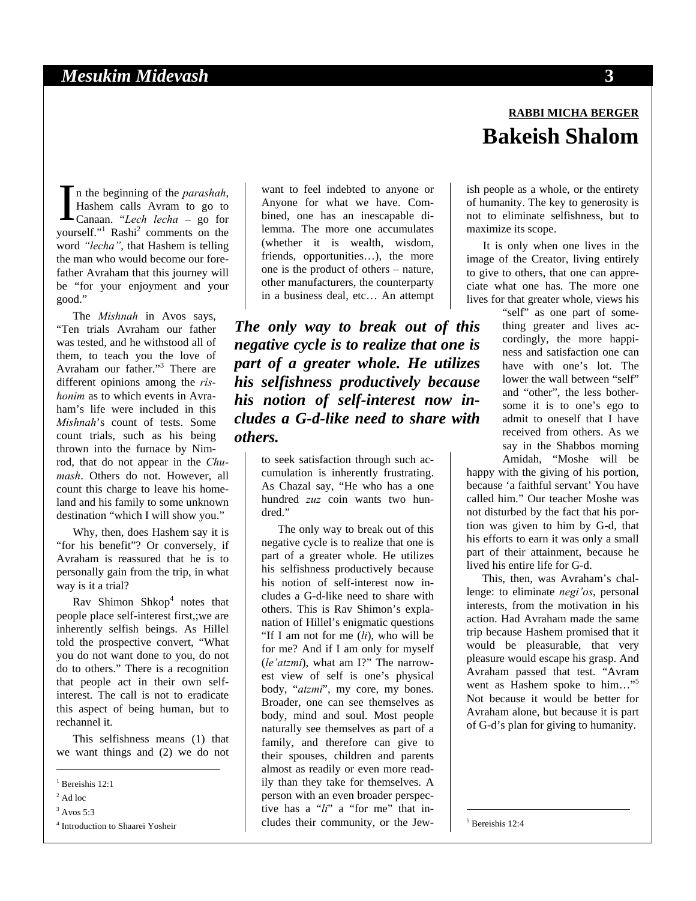**RABBI MICHA BERGER**

# Bakeish Shalom

In the beginning of the *parashah*, Hashem calls Avram to go to Canaan. "*Lech lecha* – go for yourself."[1] Rashi[2] comments on the word *"lecha"*, that Hashem is telling the man who would become our forefather Avraham that this journey will be "for your enjoyment and your good."

The *Mishnah* in Avos says, "Ten trials Avraham our father was tested, and he withstood all of them, to teach you the love of Avraham our father."[3] There are different opinions among the *rishonim* as to which events in Avraham's life were included in this *Mishnah*'s count of tests. Some count trials, such as his being thrown into the furnace by Nimrod, that do not appear in the *Chumash*. Others do not. However, all count this charge to leave his homeland and his family to some unknown destination "which I will show you."

Why, then, does Hashem say it is "for his benefit"? Or conversely, if Avraham is reassured that he is to personally gain from the trip, in what way is it a trial?

Rav Shimon Shkop[4] notes that people place self-interest first,;we are inherently selfish beings. As Hillel told the prospective convert, "What you do not want done to you, do not do to others." There is a recognition that people act in their own self-interest. The call is not to eradicate this aspect of being human, but to rechannel it.

This selfishness means (1) that we want things and (2) we do not want to feel indebted to anyone or Anyone for what we have. Combined, one has an inescapable dilemma. The more one accumulates (whether it is wealth, wisdom, friends, opportunities…), the more one is the product of others – nature, other manufacturers, the counterparty in a business deal, etc… An attempt to seek satisfaction through such accumulation is inherently frustrating. As Chazal say, "He who has a one hundred *zuz* coin wants two hundred."

***The only way to break out of this negative cycle is to realize that one is part of a greater whole. He utilizes his selfishness productively because his notion of self-interest now includes a G-d-like need to share with others.***

The only way to break out of this negative cycle is to realize that one is part of a greater whole. He utilizes his selfishness productively because his notion of self-interest now includes a G-d-like need to share with others. This is Rav Shimon's explanation of Hillel's enigmatic questions "If I am not for me (*li*), who will be for me? And if I am only for myself (*le'atzmi*), what am I?" The narrowest view of self is one's physical body, "*atzmi*", my core, my bones. Broader, one can see themselves as body, mind and soul. Most people naturally see themselves as part of a family, and therefore can give to their spouses, children and parents almost as readily or even more readily than they take for themselves. A person with an even broader perspective has a "*li*" a "for me" that includes their community, or the Jewish people as a whole, or the entirety of humanity. The key to generosity is not to eliminate selfishness, but to maximize its scope.

It is only when one lives in the image of the Creator, living entirely to give to others, that one can appreciate what one has. The more one lives for that greater whole, views his "self" as one part of something greater and lives accordingly, the more happiness and satisfaction one can have with one's lot. The lower the wall between "self" and "other", the less bothersome it is to one's ego to admit to oneself that I have received from others. As we say in the Shabbos morning Amidah, "Moshe will be happy with the giving of his portion, because 'a faithful servant' You have called him." Our teacher Moshe was not disturbed by the fact that his portion was given to him by G-d, that his efforts to earn it was only a small part of their attainment, because he lived his entire life for G-d.

This, then, was Avraham's challenge: to eliminate *negi'os*, personal interests, from the motivation in his action. Had Avraham made the same trip because Hashem promised that it would be pleasurable, that very pleasure would escape his grasp. And Avraham passed that test. "Avram went as Hashem spoke to him…"[5] Not because it would be better for Avraham alone, but because it is part of G-d's plan for giving to humanity.

---

[1] Bereishis 12:1

[2] Ad loc

[3] Avos 5:3

[4] Introduction to Shaarei Yosheir

[5] Bereishis 12:4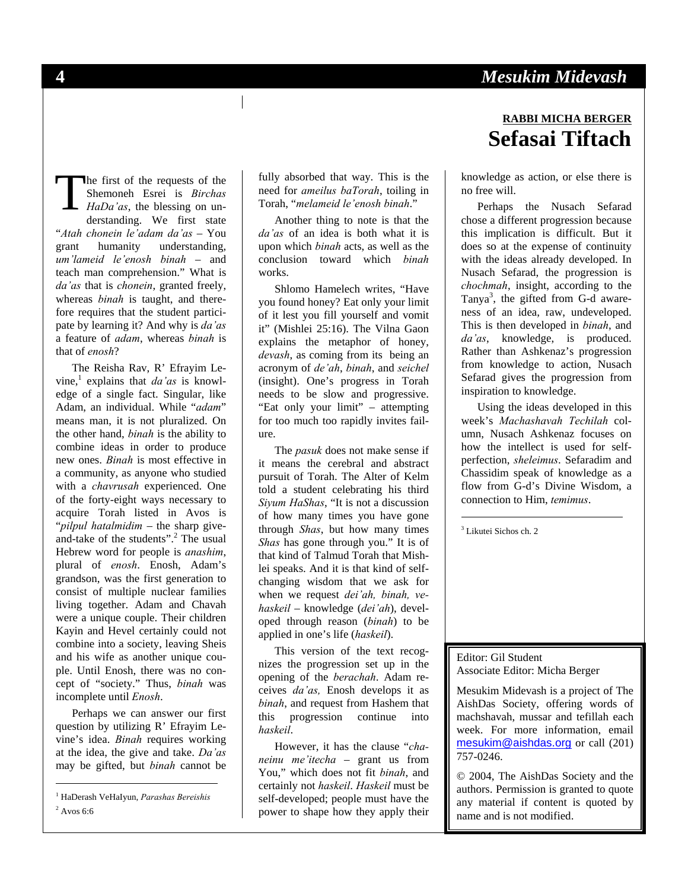**RABBI MICHA BERGER**

# Sefasai Tiftach

The first of the requests of the Shemoneh Esrei is *Birchas HaDa'as*, the blessing on understanding. We first state "*Atah chonein le'adam da'as* – You grant humanity understanding, *um'lameid le'enosh binah* – and teach man comprehension." What is *da'as* that is *chonein*, granted freely, whereas *binah* is taught, and therefore requires that the student participate by learning it? And why is *da'as* a feature of *adam*, whereas *binah* is that of *enosh*?

The Reisha Rav, R' Efrayim Levine,[1] explains that *da'as* is knowledge of a single fact. Singular, like Adam, an individual. While "*adam*" means man, it is not pluralized. On the other hand, *binah* is the ability to combine ideas in order to produce new ones. *Binah* is most effective in a community, as anyone who studied with a *chavrusah* experienced. One of the forty-eight ways necessary to acquire Torah listed in Avos is "*pilpul hatalmidim* – the sharp give-and-take of the students".[2] The usual Hebrew word for people is *anashim*, plural of *enosh*. Enosh, Adam's grandson, was the first generation to consist of multiple nuclear families living together. Adam and Chavah were a unique couple. Their children Kayin and Hevel certainly could not combine into a society, leaving Sheis and his wife as another unique couple. Until Enosh, there was no concept of "society." Thus, *binah* was incomplete until *Enosh*.

Perhaps we can answer our first question by utilizing R' Efrayim Levine's idea. *Binah* requires working at the idea, the give and take. *Da'as* may be gifted, but *binah* cannot be fully absorbed that way. This is the need for *ameilus baTorah*, toiling in Torah, "*melameid le'enosh binah*."

Another thing to note is that the *da'as* of an idea is both what it is upon which *binah* acts, as well as the conclusion toward which *binah* works.

Shlomo Hamelech writes, "Have you found honey? Eat only your limit of it lest you fill yourself and vomit it" (Mishlei 25:16). The Vilna Gaon explains the metaphor of honey, *devash*, as coming from its being an acronym of *de'ah*, *binah*, and *seichel* (insight). One's progress in Torah needs to be slow and progressive. "Eat only your limit" – attempting for too much too rapidly invites failure.

The *pasuk* does not make sense if it means the cerebral and abstract pursuit of Torah. The Alter of Kelm told a student celebrating his third *Siyum HaShas*, "It is not a discussion of how many times you have gone through *Shas*, but how many times *Shas* has gone through you." It is of that kind of Talmud Torah that Mishlei speaks. And it is that kind of self-changing wisdom that we ask for when we request *dei'ah, binah, vehaskeil* – knowledge (*dei'ah*), developed through reason (*binah*) to be applied in one's life (*haskeil*).

This version of the text recognizes the progression set up in the opening of the *berachah*. Adam receives *da'as,* Enosh develops it as *binah*, and request from Hashem that this progression continue into *haskeil*.

However, it has the clause "*chaneinu me'itecha* – grant us from You," which does not fit *binah,* and certainly not *haskeil*. *Haskeil* must be self-developed; people must have the power to shape how they apply their knowledge as action, or else there is no free will.

Perhaps the Nusach Sefarad chose a different progression because this implication is difficult. But it does so at the expense of continuity with the ideas already developed. In Nusach Sefarad, the progression is *chochmah*, insight, according to the Tanya[3], the gifted from G-d awareness of an idea, raw, undeveloped. This is then developed in *binah*, and *da'as*, knowledge, is produced. Rather than Ashkenaz's progression from knowledge to action, Nusach Sefarad gives the progression from inspiration to knowledge.

Using the ideas developed in this week's *Machashavah Techilah* column, Nusach Ashkenaz focuses on how the intellect is used for self-perfection, *sheleimus*. Sefaradim and Chassidim speak of knowledge as a flow from G-d's Divine Wisdom, a connection to Him, *temimus*.

---

[1] HaDerash VeHaIyun, *Parashas Bereishis*

[2] Avos 6:6

[3] Likutei Sichos ch. 2

---

Editor: Gil Student
Associate Editor: Micha Berger

Mesukim Midevash is a project of The AishDas Society, offering words of machshavah, mussar and tefillah each week. For more information, email mesukim@aishdas.org or call (201) 757-0246.

© 2004, The AishDas Society and the authors. Permission is granted to quote any material if content is quoted by name and is not modified.